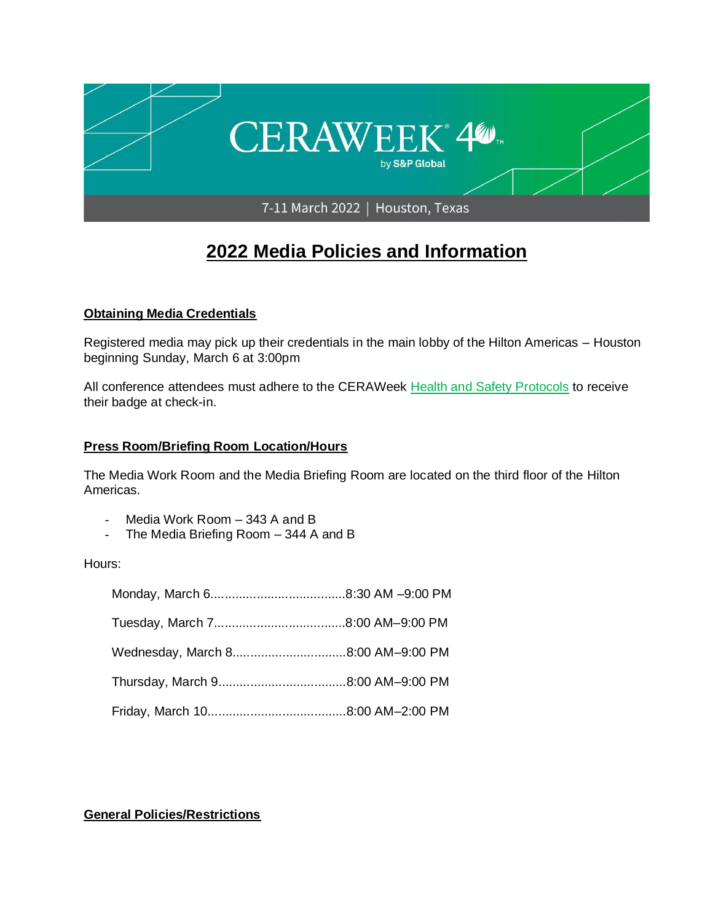CERAWEEK 40TH by S&P Global

7-11 March 2022 | Houston, Texas

# 2022 Media Policies and Information

## Obtaining Media Credentials

Registered media may pick up their credentials in the main lobby of the Hilton Americas – Houston beginning Sunday, March 6 at 3:00pm

All conference attendees must adhere to the CERAWeek Health and Safety Protocols to receive their badge at check-in.

## Press Room/Briefing Room Location/Hours

The Media Work Room and the Media Briefing Room are located on the third floor of the Hilton Americas.

- Media Work Room – 343 A and B
- The Media Briefing Room – 344 A and B

Hours:

Monday, March 6......................................8:30 AM –9:00 PM

Tuesday, March 7.....................................8:00 AM–9:00 PM

Wednesday, March 8................................8:00 AM–9:00 PM

Thursday, March 9....................................8:00 AM–9:00 PM

Friday, March 10.......................................8:00 AM–2:00 PM

## General Policies/Restrictions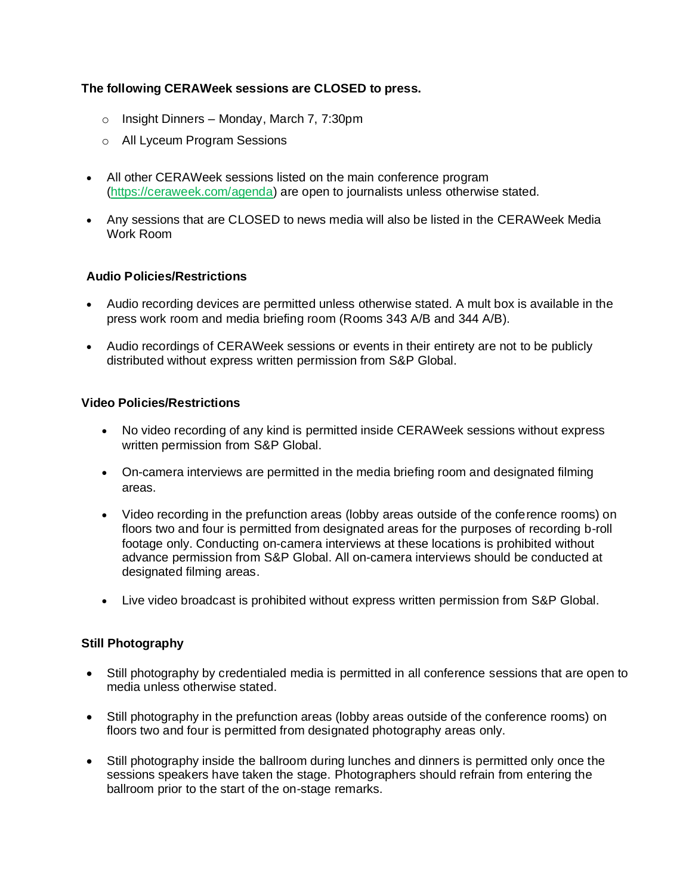**The following CERAWeek sessions are CLOSED to press.**

- Insight Dinners – Monday, March 7, 7:30pm
- All Lyceum Program Sessions

- All other CERAWeek sessions listed on the main conference program (https://ceraweek.com/agenda) are open to journalists unless otherwise stated.
- Any sessions that are CLOSED to news media will also be listed in the CERAWeek Media Work Room

**Audio Policies/Restrictions**

- Audio recording devices are permitted unless otherwise stated. A mult box is available in the press work room and media briefing room (Rooms 343 A/B and 344 A/B).
- Audio recordings of CERAWeek sessions or events in their entirety are not to be publicly distributed without express written permission from S&P Global.

**Video Policies/Restrictions**

- No video recording of any kind is permitted inside CERAWeek sessions without express written permission from S&P Global.
- On-camera interviews are permitted in the media briefing room and designated filming areas.
- Video recording in the prefunction areas (lobby areas outside of the conference rooms) on floors two and four is permitted from designated areas for the purposes of recording b-roll footage only. Conducting on-camera interviews at these locations is prohibited without advance permission from S&P Global. All on-camera interviews should be conducted at designated filming areas.
- Live video broadcast is prohibited without express written permission from S&P Global.

**Still Photography**

- Still photography by credentialed media is permitted in all conference sessions that are open to media unless otherwise stated.
- Still photography in the prefunction areas (lobby areas outside of the conference rooms) on floors two and four is permitted from designated photography areas only.
- Still photography inside the ballroom during lunches and dinners is permitted only once the sessions speakers have taken the stage. Photographers should refrain from entering the ballroom prior to the start of the on-stage remarks.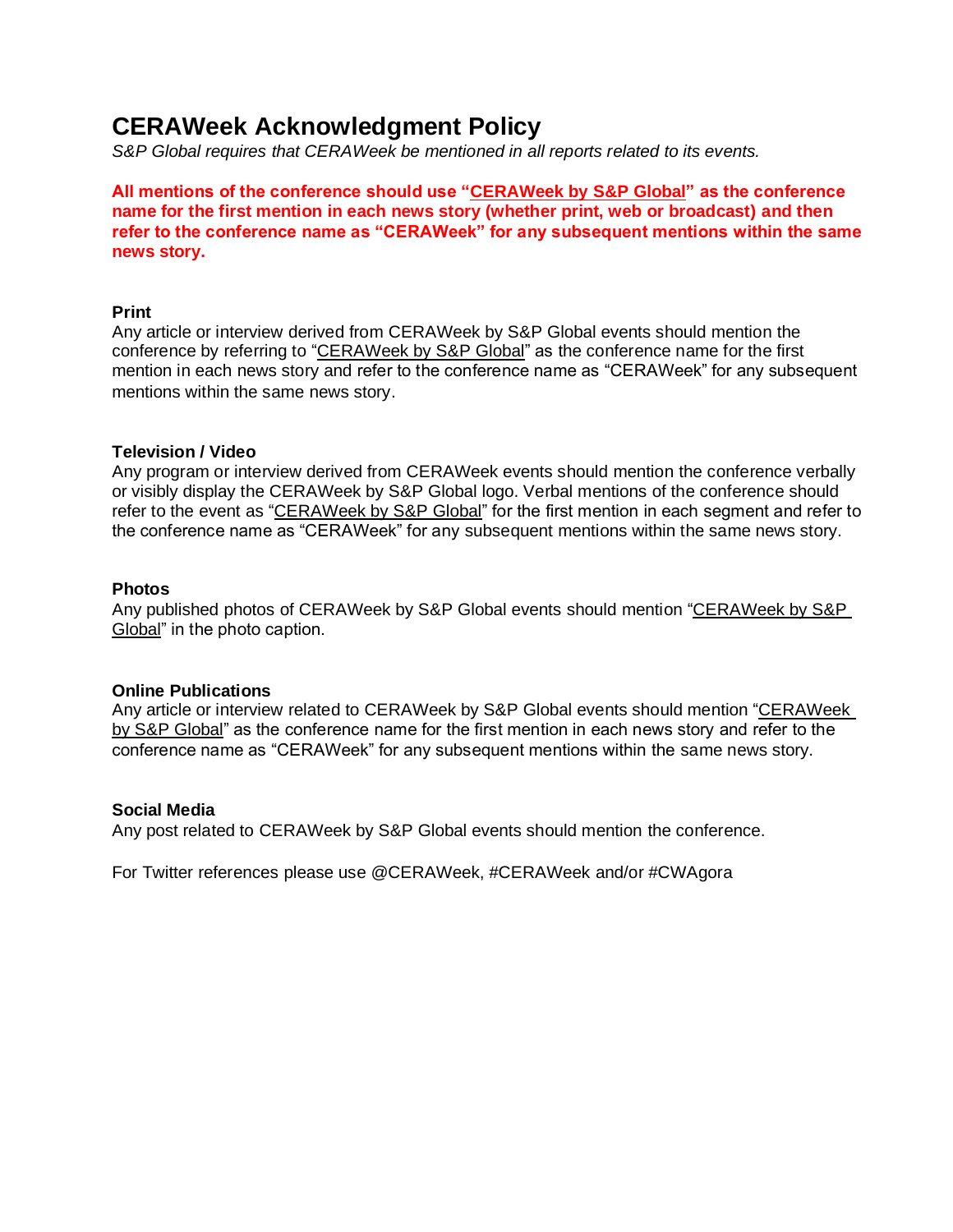# CERAWeek Acknowledgment Policy

*S&P Global requires that CERAWeek be mentioned in all reports related to its events.*

**All mentions of the conference should use "CERAWeek by S&P Global" as the conference name for the first mention in each news story (whether print, web or broadcast) and then refer to the conference name as "CERAWeek" for any subsequent mentions within the same news story.**

**Print**

Any article or interview derived from CERAWeek by S&P Global events should mention the conference by referring to "CERAWeek by S&P Global" as the conference name for the first mention in each news story and refer to the conference name as "CERAWeek" for any subsequent mentions within the same news story.

**Television / Video**

Any program or interview derived from CERAWeek events should mention the conference verbally or visibly display the CERAWeek by S&P Global logo. Verbal mentions of the conference should refer to the event as "CERAWeek by S&P Global" for the first mention in each segment and refer to the conference name as "CERAWeek" for any subsequent mentions within the same news story.

**Photos**

Any published photos of CERAWeek by S&P Global events should mention "CERAWeek by S&P Global" in the photo caption.

**Online Publications**

Any article or interview related to CERAWeek by S&P Global events should mention "CERAWeek by S&P Global" as the conference name for the first mention in each news story and refer to the conference name as "CERAWeek" for any subsequent mentions within the same news story.

**Social Media**

Any post related to CERAWeek by S&P Global events should mention the conference.

For Twitter references please use @CERAWeek, #CERAWeek and/or #CWAgora